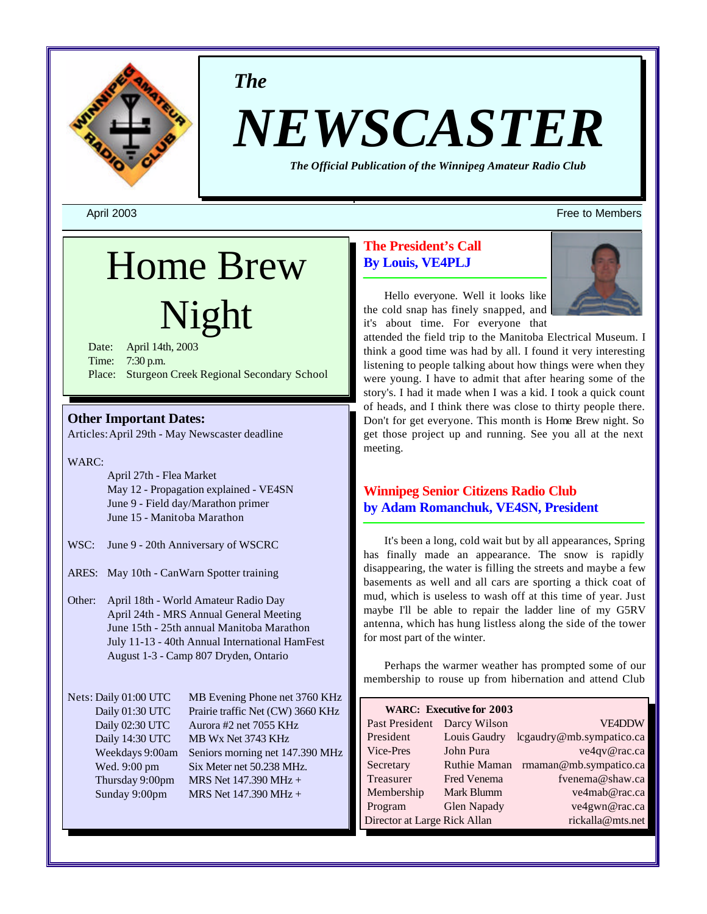*The*

# NEWSCASTER

*The Official Publication of the Winnipeg Amateur Radio Club*

April 2003 — Free to Members

## Home Brew Night

Date: April 14th, 2003
Time: 7:30 p.m.
Place: Sturgeon Creek Regional Secondary School

### Other Important Dates:

Articles: April 29th - May Newscaster deadline

WARC:
- April 27th - Flea Market
- May 12 - Propagation explained - VE4SN
- June 9 - Field day/Marathon primer
- June 15 - Manitoba Marathon

WSC: June 9 - 20th Anniversary of WSCRC

ARES: May 10th - CanWarn Spotter training

Other:
- April 18th - World Amateur Radio Day
- April 24th - MRS Annual General Meeting
- June 15th - 25th annual Manitoba Marathon
- July 11-13 - 40th Annual International HamFest
- August 1-3 - Camp 807 Dryden, Ontario

Nets:

| | |
|---|---|
| Daily 01:00 UTC | MB Evening Phone net 3760 KHz |
| Daily 01:30 UTC | Prairie traffic Net (CW) 3660 KHz |
| Daily 02:30 UTC | Aurora #2 net 7055 KHz |
| Daily 14:30 UTC | MB Wx Net 3743 KHz |
| Weekdays 9:00am | Seniors morning net 147.390 MHz |
| Wed. 9:00 pm | Six Meter net 50.238 MHz. |
| Thursday 9:00pm | MRS Net 147.390 MHz + |
| Sunday 9:00pm | MRS Net 147.390 MHz + |

## The President's Call
## By Louis, VE4PLJ

Hello everyone. Well it looks like the cold snap has finely snapped, and it's about time. For everyone that attended the field trip to the Manitoba Electrical Museum. I think a good time was had by all. I found it very interesting listening to people talking about how things were when they were young. I have to admit that after hearing some of the story's. I had it made when I was a kid. I took a quick count of heads, and I think there was close to thirty people there. Don't for get everyone. This month is Home Brew night. So get those project up and running. See you all at the next meeting.

## Winnipeg Senior Citizens Radio Club
## by Adam Romanchuk, VE4SN, President

It's been a long, cold wait but by all appearances, Spring has finally made an appearance. The snow is rapidly disappearing, the water is filling the streets and maybe a few basements as well and all cars are sporting a thick coat of mud, which is useless to wash off at this time of year. Just maybe I'll be able to repair the ladder line of my G5RV antenna, which has hung listless along the side of the tower for most part of the winter.

Perhaps the warmer weather has prompted some of our membership to rouse up from hibernation and attend Club

**WARC: Executive for 2003**

| | | |
|---|---|---|
| Past President | Darcy Wilson | VE4DDW |
| President | Louis Gaudry | lcgaudry@mb.sympatico.ca |
| Vice-Pres | John Pura | ve4qv@rac.ca |
| Secretary | Ruthie Maman | rmaman@mb.sympatico.ca |
| Treasurer | Fred Venema | fvenema@shaw.ca |
| Membership | Mark Blumm | ve4mab@rac.ca |
| Program | Glen Napady | ve4gwn@rac.ca |
| Director at Large | Rick Allan | rickalla@mts.net |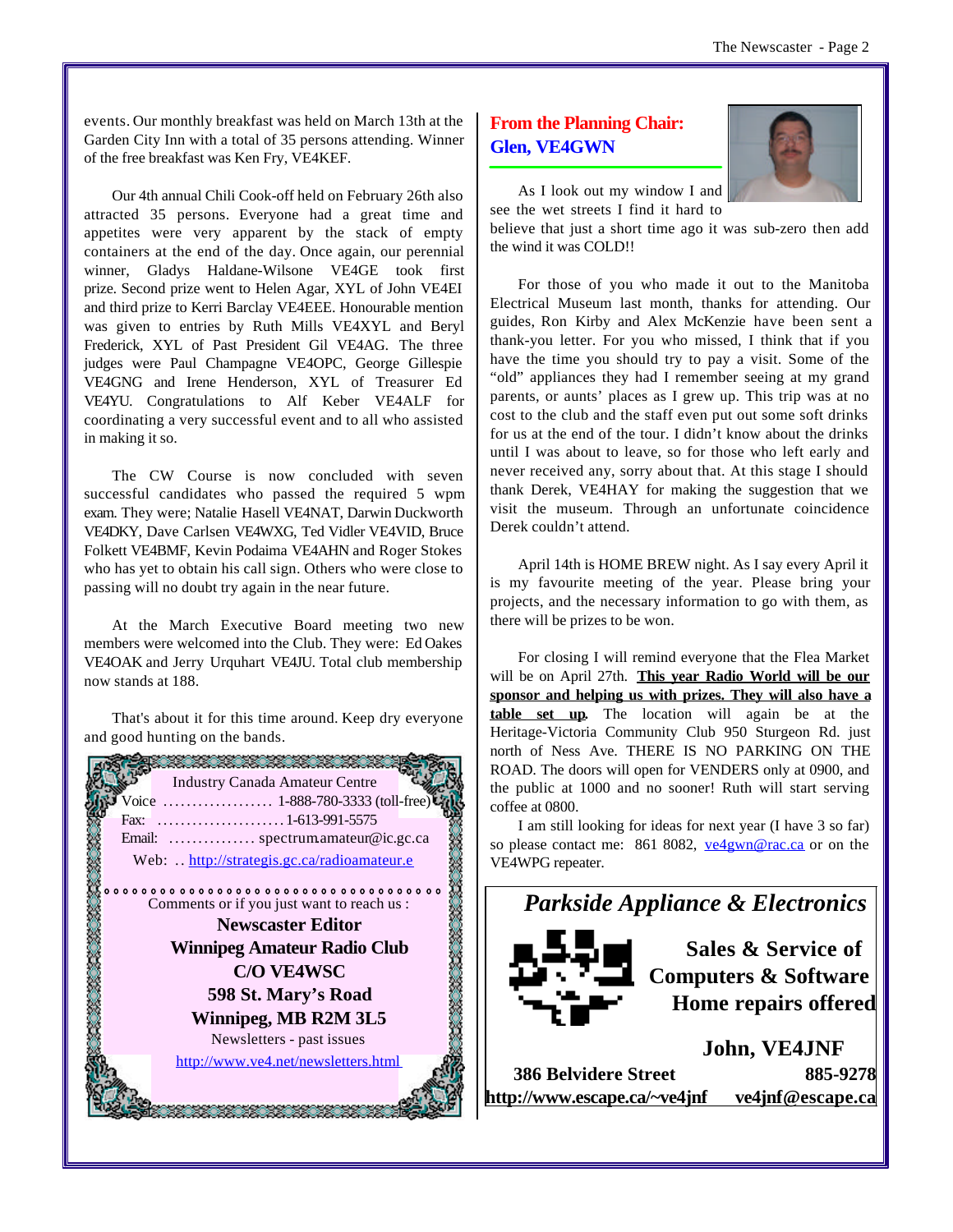events. Our monthly breakfast was held on March 13th at the Garden City Inn with a total of 35 persons attending. Winner of the free breakfast was Ken Fry, VE4KEF.

Our 4th annual Chili Cook-off held on February 26th also attracted 35 persons. Everyone had a great time and appetites were very apparent by the stack of empty containers at the end of the day. Once again, our perennial winner, Gladys Haldane-Wilsone VE4GE took first prize. Second prize went to Helen Agar, XYL of John VE4EI and third prize to Kerri Barclay VE4EEE. Honourable mention was given to entries by Ruth Mills VE4XYL and Beryl Frederick, XYL of Past President Gil VE4AG. The three judges were Paul Champagne VE4OPC, George Gillespie VE4GNG and Irene Henderson, XYL of Treasurer Ed VE4YU. Congratulations to Alf Keber VE4ALF for coordinating a very successful event and to all who assisted in making it so.

The CW Course is now concluded with seven successful candidates who passed the required 5 wpm exam. They were; Natalie Hasell VE4NAT, Darwin Duckworth VE4DKY, Dave Carlsen VE4WXG, Ted Vidler VE4VID, Bruce Folkett VE4BMF, Kevin Podaima VE4AHN and Roger Stokes who has yet to obtain his call sign. Others who were close to passing will no doubt try again in the near future.

At the March Executive Board meeting two new members were welcomed into the Club. They were: Ed Oakes VE4OAK and Jerry Urquhart VE4JU. Total club membership now stands at 188.

That's about it for this time around. Keep dry everyone and good hunting on the bands.

Industry Canada Amateur Centre
Voice .................. 1-888-780-3333 (toll-free)
Fax: ...................... 1-613-991-5575
Email: ............... spectrum.amateur@ic.gc.ca
Web: .. http://strategis.gc.ca/radioamateur.e

Comments or if you just want to reach us :

**Newscaster Editor**
**Winnipeg Amateur Radio Club**
**C/O VE4WSC**
**598 St. Mary's Road**
**Winnipeg, MB R2M 3L5**

Newsletters - past issues
http://www.ve4.net/newsletters.html

## From the Planning Chair:
## Glen, VE4GWN

As I look out my window I and see the wet streets I find it hard to believe that just a short time ago it was sub-zero then add the wind it was COLD!!

For those of you who made it out to the Manitoba Electrical Museum last month, thanks for attending. Our guides, Ron Kirby and Alex McKenzie have been sent a thank-you letter. For you who missed, I think that if you have the time you should try to pay a visit. Some of the "old" appliances they had I remember seeing at my grand parents, or aunts' places as I grew up. This trip was at no cost to the club and the staff even put out some soft drinks for us at the end of the tour. I didn't know about the drinks until I was about to leave, so for those who left early and never received any, sorry about that. At this stage I should thank Derek, VE4HAY for making the suggestion that we visit the museum. Through an unfortunate coincidence Derek couldn't attend.

April 14th is HOME BREW night. As I say every April it is my favourite meeting of the year. Please bring your projects, and the necessary information to go with them, as there will be prizes to be won.

For closing I will remind everyone that the Flea Market will be on April 27th. **This year Radio World will be our sponsor and helping us with prizes. They will also have a table set up.** The location will again be at the Heritage-Victoria Community Club 950 Sturgeon Rd. just north of Ness Ave. THERE IS NO PARKING ON THE ROAD. The doors will open for VENDERS only at 0900, and the public at 1000 and no sooner! Ruth will start serving coffee at 0800.

I am still looking for ideas for next year (I have 3 so far) so please contact me: 861 8082, ve4gwn@rac.ca or on the VE4WPG repeater.

*Parkside Appliance & Electronics*

**Sales & Service of**
**Computers & Software**
**Home repairs offered**

**John, VE4JNF**

**386 Belvidere Street** **885-9278**
**http://www.escape.ca/~ve4jnf** **ve4jnf@escape.ca**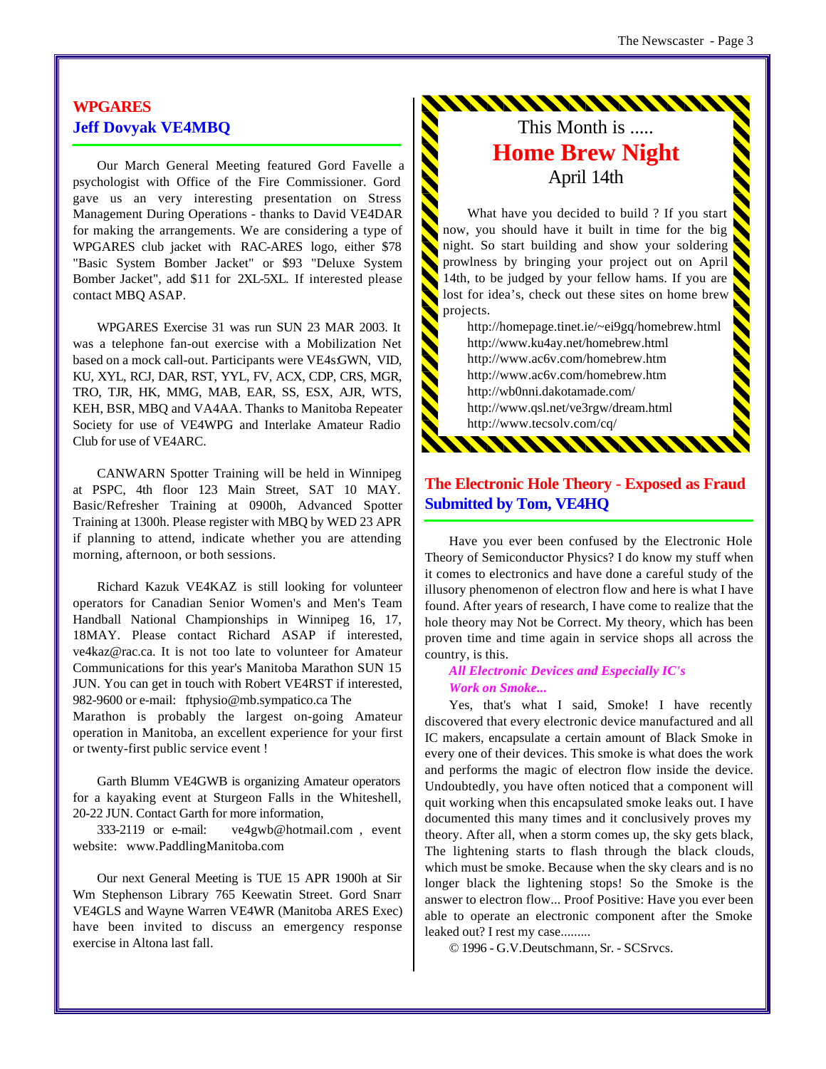## WPGARES

### Jeff Dovyak VE4MBQ

Our March General Meeting featured Gord Favelle a psychologist with Office of the Fire Commissioner. Gord gave us an very interesting presentation on Stress Management During Operations - thanks to David VE4DAR for making the arrangements. We are considering a type of WPGARES club jacket with RAC-ARES logo, either $78 "Basic System Bomber Jacket" or $93 "Deluxe System Bomber Jacket", add $11 for 2XL-5XL. If interested please contact MBQ ASAP.

WPGARES Exercise 31 was run SUN 23 MAR 2003. It was a telephone fan-out exercise with a Mobilization Net based on a mock call-out. Participants were VE4s:GWN, VID, KU, XYL, RCJ, DAR, RST, YYL, FV, ACX, CDP, CRS, MGR, TRO, TJR, HK, MMG, MAB, EAR, SS, ESX, AJR, WTS, KEH, BSR, MBQ and VA4AA. Thanks to Manitoba Repeater Society for use of VE4WPG and Interlake Amateur Radio Club for use of VE4ARC.

CANWARN Spotter Training will be held in Winnipeg at PSPC, 4th floor 123 Main Street, SAT 10 MAY. Basic/Refresher Training at 0900h, Advanced Spotter Training at 1300h. Please register with MBQ by WED 23 APR if planning to attend, indicate whether you are attending morning, afternoon, or both sessions.

Richard Kazuk VE4KAZ is still looking for volunteer operators for Canadian Senior Women's and Men's Team Handball National Championships in Winnipeg 16, 17, 18MAY. Please contact Richard ASAP if interested, ve4kaz@rac.ca. It is not too late to volunteer for Amateur Communications for this year's Manitoba Marathon SUN 15 JUN. You can get in touch with Robert VE4RST if interested, 982-9600 or e-mail: ftphysio@mb.sympatico.ca The Marathon is probably the largest on-going Amateur operation in Manitoba, an excellent experience for your first or twenty-first public service event !

Garth Blumm VE4GWB is organizing Amateur operators for a kayaking event at Sturgeon Falls in the Whiteshell, 20-22 JUN. Contact Garth for more information, 333-2119 or e-mail: ve4gwb@hotmail.com , event website: www.PaddlingManitoba.com

Our next General Meeting is TUE 15 APR 1900h at Sir Wm Stephenson Library 765 Keewatin Street. Gord Snarr VE4GLS and Wayne Warren VE4WR (Manitoba ARES Exec) have been invited to discuss an emergency response exercise in Altona last fall.

---

This Month is .....

## Home Brew Night

April 14th

What have you decided to build ? If you start now, you should have it built in time for the big night. So start building and show your soldering prowlness by bringing your project out on April 14th, to be judged by your fellow hams. If you are lost for idea's, check out these sites on home brew projects.

http://homepage.tinet.ie/~ei9gq/homebrew.html
http://www.ku4ay.net/homebrew.html
http://www.ac6v.com/homebrew.htm
http://www.ac6v.com/homebrew.htm
http://wb0nni.dakotamade.com/
http://www.qsl.net/ve3rgw/dream.html
http://www.tecsolv.com/cq/

---

## The Electronic Hole Theory - Exposed as Fraud

### Submitted by Tom, VE4HQ

Have you ever been confused by the Electronic Hole Theory of Semiconductor Physics? I do know my stuff when it comes to electronics and have done a careful study of the illusory phenomenon of electron flow and here is what I have found. After years of research, I have come to realize that the hole theory may Not be Correct. My theory, which has been proven time and time again in service shops all across the country, is this.

***All Electronic Devices and Especially IC's Work on Smoke...***

Yes, that's what I said, Smoke! I have recently discovered that every electronic device manufactured and all IC makers, encapsulate a certain amount of Black Smoke in every one of their devices. This smoke is what does the work and performs the magic of electron flow inside the device. Undoubtedly, you have often noticed that a component will quit working when this encapsulated smoke leaks out. I have documented this many times and it conclusively proves my theory. After all, when a storm comes up, the sky gets black, The lightening starts to flash through the black clouds, which must be smoke. Because when the sky clears and is no longer black the lightening stops! So the Smoke is the answer to electron flow... Proof Positive: Have you ever been able to operate an electronic component after the Smoke leaked out? I rest my case.........

© 1996 - G.V.Deutschmann, Sr. - SCSrvcs.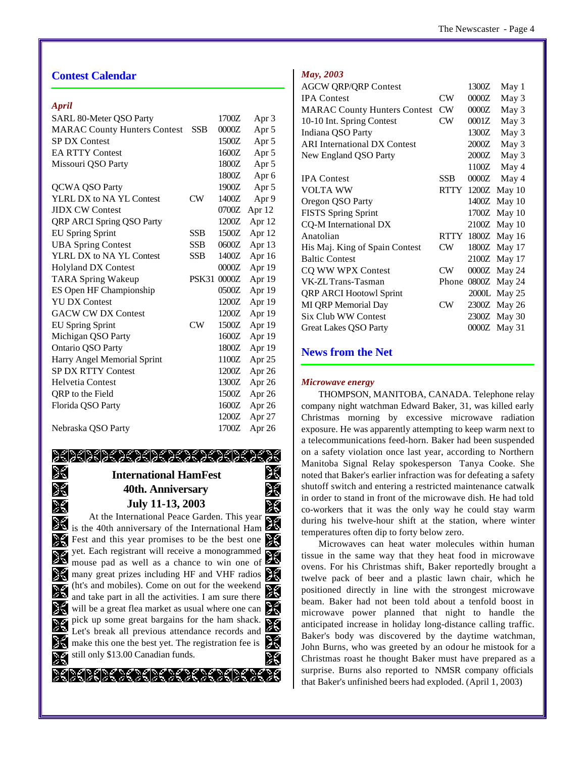## Contest Calendar

*April*

| Contest | Mode | Time | Date |
|---|---|---|---|
| SARL 80-Meter QSO Party | | 1700Z | Apr 3 |
| MARAC County Hunters Contest | SSB | 0000Z | Apr 5 |
| SP DX Contest | | 1500Z | Apr 5 |
| EA RTTY Contest | | 1600Z | Apr 5 |
| Missouri QSO Party | | 1800Z | Apr 5 |
| | | 1800Z | Apr 6 |
| QCWA QSO Party | | 1900Z | Apr 5 |
| YLRL DX to NA YL Contest | CW | 1400Z | Apr 9 |
| JIDX CW Contest | | 0700Z | Apr 12 |
| QRP ARCI Spring QSO Party | | 1200Z | Apr 12 |
| EU Spring Sprint | SSB | 1500Z | Apr 12 |
| UBA Spring Contest | SSB | 0600Z | Apr 13 |
| YLRL DX to NA YL Contest | SSB | 1400Z | Apr 16 |
| Holyland DX Contest | | 0000Z | Apr 19 |
| TARA Spring Wakeup | PSK31 | 0000Z | Apr 19 |
| ES Open HF Championship | | 0500Z | Apr 19 |
| YU DX Contest | | 1200Z | Apr 19 |
| GACW CW DX Contest | | 1200Z | Apr 19 |
| EU Spring Sprint | CW | 1500Z | Apr 19 |
| Michigan QSO Party | | 1600Z | Apr 19 |
| Ontario QSO Party | | 1800Z | Apr 19 |
| Harry Angel Memorial Sprint | | 1100Z | Apr 25 |
| SP DX RTTY Contest | | 1200Z | Apr 26 |
| Helvetia Contest | | 1300Z | Apr 26 |
| QRP to the Field | | 1500Z | Apr 26 |
| Florida QSO Party | | 1600Z | Apr 26 |
| | | 1200Z | Apr 27 |
| Nebraska QSO Party | | 1700Z | Apr 26 |

**International HamFest**
**40th. Anniversary**
**July 11-13, 2003**

At the International Peace Garden. This year is the 40th anniversary of the International Ham Fest and this year promises to be the best one yet. Each registrant will receive a monogrammed mouse pad as well as a chance to win one of many great prizes including HF and VHF radios (ht's and mobiles). Come on out for the weekend and take part in all the activities. I am sure there will be a great flea market as usual where one can pick up some great bargains for the ham shack. Let's break all previous attendance records and make this one the best yet. The registration fee is still only $13.00 Canadian funds.

*May, 2003*

| Contest | Mode | Time | Date |
|---|---|---|---|
| AGCW QRP/QRP Contest | | 1300Z | May 1 |
| IPA Contest | CW | 0000Z | May 3 |
| MARAC County Hunters Contest | CW | 0000Z | May 3 |
| 10-10 Int. Spring Contest | CW | 0001Z | May 3 |
| Indiana QSO Party | | 1300Z | May 3 |
| ARI International DX Contest | | 2000Z | May 3 |
| New England QSO Party | | 2000Z | May 3 |
| | | 1100Z | May 4 |
| IPA Contest | SSB | 0000Z | May 4 |
| VOLTA WW | RTTY | 1200Z | May 10 |
| Oregon QSO Party | | 1400Z | May 10 |
| FISTS Spring Sprint | | 1700Z | May 10 |
| CQ-M International DX | | 2100Z | May 10 |
| Anatolian | RTTY | 1800Z | May 16 |
| His Maj. King of Spain Contest | CW | 1800Z | May 17 |
| Baltic Contest | | 2100Z | May 17 |
| CQ WW WPX Contest | CW | 0000Z | May 24 |
| VK-ZL Trans-Tasman | Phone | 0800Z | May 24 |
| QRP ARCI Hootowl Sprint | | 2000L | May 25 |
| MI QRP Memorial Day | CW | 2300Z | May 26 |
| Six Club WW Contest | | 2300Z | May 30 |
| Great Lakes QSO Party | | 0000Z | May 31 |

## News from the Net

### *Microwave energy*

THOMPSON, MANITOBA, CANADA. Telephone relay company night watchman Edward Baker, 31, was killed early Christmas morning by excessive microwave radiation exposure. He was apparently attempting to keep warm next to a telecommunications feed-horn. Baker had been suspended on a safety violation once last year, according to Northern Manitoba Signal Relay spokesperson Tanya Cooke. She noted that Baker's earlier infraction was for defeating a safety shutoff switch and entering a restricted maintenance catwalk in order to stand in front of the microwave dish. He had told co-workers that it was the only way he could stay warm during his twelve-hour shift at the station, where winter temperatures often dip to forty below zero.

Microwaves can heat water molecules within human tissue in the same way that they heat food in microwave ovens. For his Christmas shift, Baker reportedly brought a twelve pack of beer and a plastic lawn chair, which he positioned directly in line with the strongest microwave beam. Baker had not been told about a tenfold boost in microwave power planned that night to handle the anticipated increase in holiday long-distance calling traffic. Baker's body was discovered by the daytime watchman, John Burns, who was greeted by an odour he mistook for a Christmas roast he thought Baker must have prepared as a surprise. Burns also reported to NMSR company officials that Baker's unfinished beers had exploded. (April 1, 2003)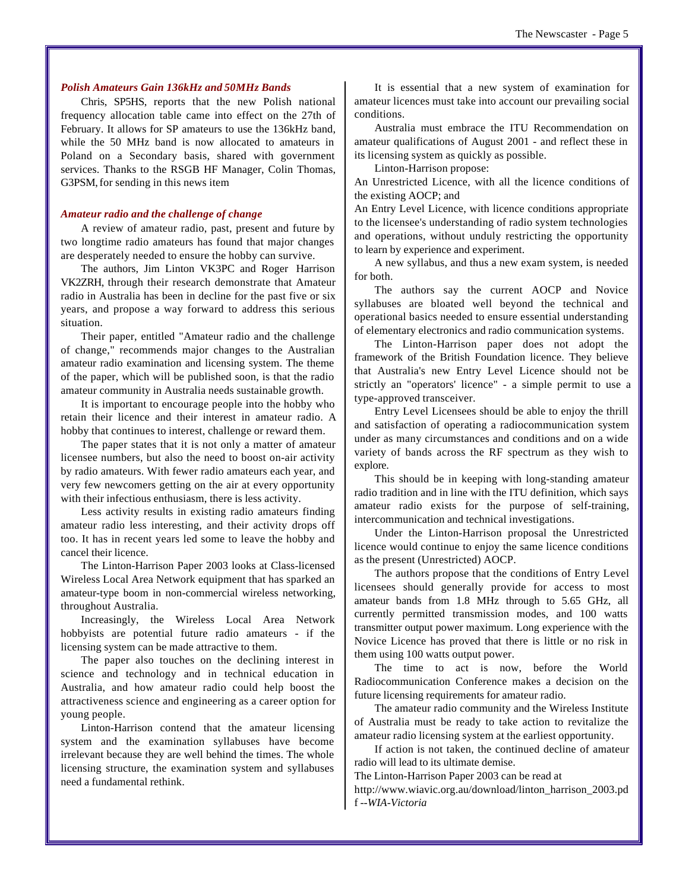### *Polish Amateurs Gain 136kHz and 50MHz Bands*

Chris, SP5HS, reports that the new Polish national frequency allocation table came into effect on the 27th of February. It allows for SP amateurs to use the 136kHz band, while the 50 MHz band is now allocated to amateurs in Poland on a Secondary basis, shared with government services. Thanks to the RSGB HF Manager, Colin Thomas, G3PSM, for sending in this news item

### *Amateur radio and the challenge of change*

A review of amateur radio, past, present and future by two longtime radio amateurs has found that major changes are desperately needed to ensure the hobby can survive.

The authors, Jim Linton VK3PC and Roger Harrison VK2ZRH, through their research demonstrate that Amateur radio in Australia has been in decline for the past five or six years, and propose a way forward to address this serious situation.

Their paper, entitled "Amateur radio and the challenge of change," recommends major changes to the Australian amateur radio examination and licensing system. The theme of the paper, which will be published soon, is that the radio amateur community in Australia needs sustainable growth.

It is important to encourage people into the hobby who retain their licence and their interest in amateur radio. A hobby that continues to interest, challenge or reward them.

The paper states that it is not only a matter of amateur licensee numbers, but also the need to boost on-air activity by radio amateurs. With fewer radio amateurs each year, and very few newcomers getting on the air at every opportunity with their infectious enthusiasm, there is less activity.

Less activity results in existing radio amateurs finding amateur radio less interesting, and their activity drops off too. It has in recent years led some to leave the hobby and cancel their licence.

The Linton-Harrison Paper 2003 looks at Class-licensed Wireless Local Area Network equipment that has sparked an amateur-type boom in non-commercial wireless networking, throughout Australia.

Increasingly, the Wireless Local Area Network hobbyists are potential future radio amateurs - if the licensing system can be made attractive to them.

The paper also touches on the declining interest in science and technology and in technical education in Australia, and how amateur radio could help boost the attractiveness science and engineering as a career option for young people.

Linton-Harrison contend that the amateur licensing system and the examination syllabuses have become irrelevant because they are well behind the times. The whole licensing structure, the examination system and syllabuses need a fundamental rethink.

It is essential that a new system of examination for amateur licences must take into account our prevailing social conditions.

Australia must embrace the ITU Recommendation on amateur qualifications of August 2001 - and reflect these in its licensing system as quickly as possible.

Linton-Harrison propose:

An Unrestricted Licence, with all the licence conditions of the existing AOCP; and

An Entry Level Licence, with licence conditions appropriate to the licensee's understanding of radio system technologies and operations, without unduly restricting the opportunity to learn by experience and experiment.

A new syllabus, and thus a new exam system, is needed for both.

The authors say the current AOCP and Novice syllabuses are bloated well beyond the technical and operational basics needed to ensure essential understanding of elementary electronics and radio communication systems.

The Linton-Harrison paper does not adopt the framework of the British Foundation licence. They believe that Australia's new Entry Level Licence should not be strictly an "operators' licence" - a simple permit to use a type-approved transceiver.

Entry Level Licensees should be able to enjoy the thrill and satisfaction of operating a radiocommunication system under as many circumstances and conditions and on a wide variety of bands across the RF spectrum as they wish to explore.

This should be in keeping with long-standing amateur radio tradition and in line with the ITU definition, which says amateur radio exists for the purpose of self-training, intercommunication and technical investigations.

Under the Linton-Harrison proposal the Unrestricted licence would continue to enjoy the same licence conditions as the present (Unrestricted) AOCP.

The authors propose that the conditions of Entry Level licensees should generally provide for access to most amateur bands from 1.8 MHz through to 5.65 GHz, all currently permitted transmission modes, and 100 watts transmitter output power maximum. Long experience with the Novice Licence has proved that there is little or no risk in them using 100 watts output power.

The time to act is now, before the World Radiocommunication Conference makes a decision on the future licensing requirements for amateur radio.

The amateur radio community and the Wireless Institute of Australia must be ready to take action to revitalize the amateur radio licensing system at the earliest opportunity.

If action is not taken, the continued decline of amateur radio will lead to its ultimate demise.

The Linton-Harrison Paper 2003 can be read at http://www.wiavic.org.au/download/linton_harrison_2003.pdf --*WIA-Victoria*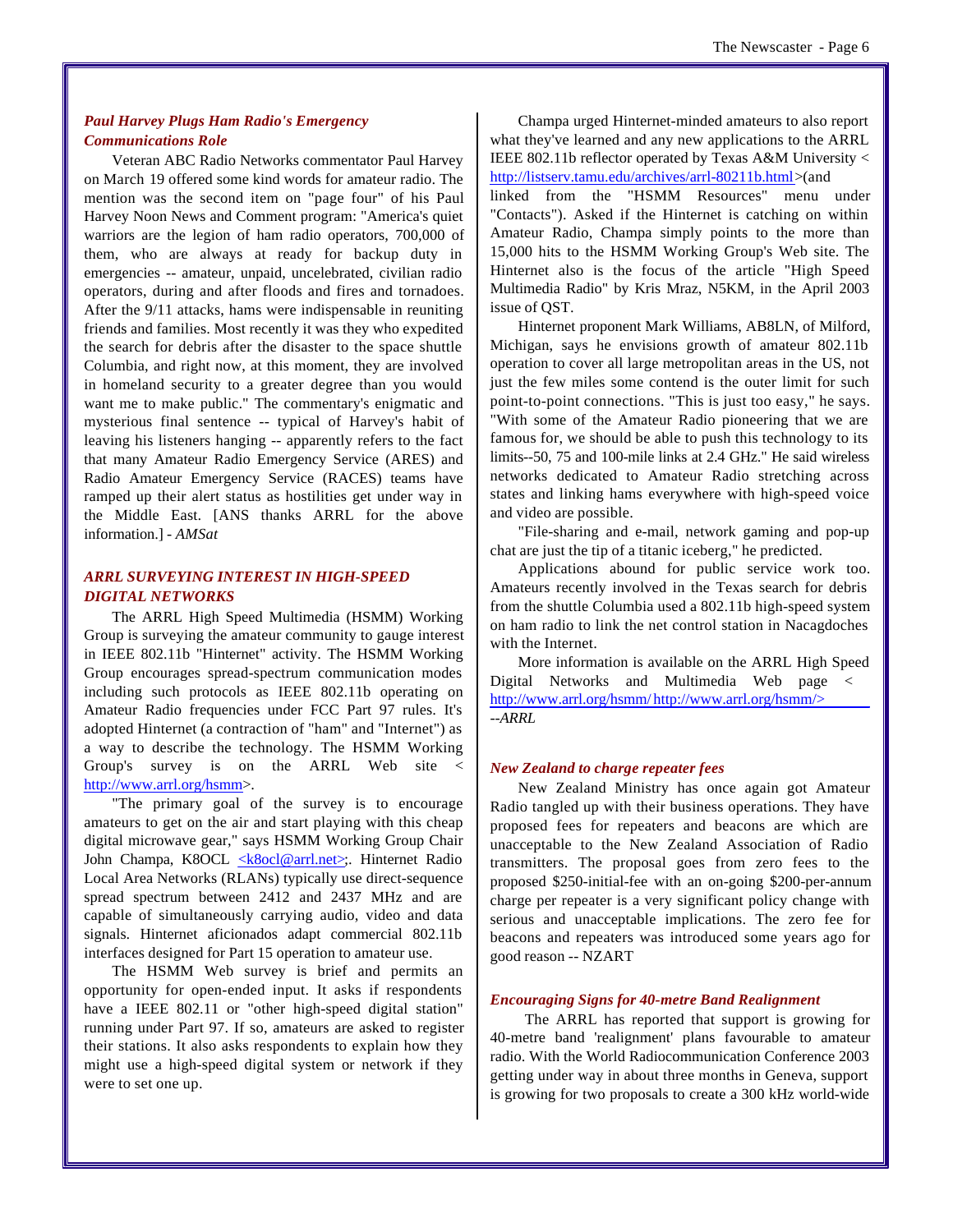### *Paul Harvey Plugs Ham Radio's Emergency Communications Role*

Veteran ABC Radio Networks commentator Paul Harvey on March 19 offered some kind words for amateur radio. The mention was the second item on "page four" of his Paul Harvey Noon News and Comment program: "America's quiet warriors are the legion of ham radio operators, 700,000 of them, who are always at ready for backup duty in emergencies -- amateur, unpaid, uncelebrated, civilian radio operators, during and after floods and fires and tornadoes. After the 9/11 attacks, hams were indispensable in reuniting friends and families. Most recently it was they who expedited the search for debris after the disaster to the space shuttle Columbia, and right now, at this moment, they are involved in homeland security to a greater degree than you would want me to make public." The commentary's enigmatic and mysterious final sentence -- typical of Harvey's habit of leaving his listeners hanging -- apparently refers to the fact that many Amateur Radio Emergency Service (ARES) and Radio Amateur Emergency Service (RACES) teams have ramped up their alert status as hostilities get under way in the Middle East. [ANS thanks ARRL for the above information.] - *AMSat*

### *ARRL SURVEYING INTEREST IN HIGH-SPEED DIGITAL NETWORKS*

The ARRL High Speed Multimedia (HSMM) Working Group is surveying the amateur community to gauge interest in IEEE 802.11b "Hinternet" activity. The HSMM Working Group encourages spread-spectrum communication modes including such protocols as IEEE 802.11b operating on Amateur Radio frequencies under FCC Part 97 rules. It's adopted Hinternet (a contraction of "ham" and "Internet") as a way to describe the technology. The HSMM Working Group's survey is on the ARRL Web site < http://www.arrl.org/hsmm>.

"The primary goal of the survey is to encourage amateurs to get on the air and start playing with this cheap digital microwave gear," says HSMM Working Group Chair John Champa, K8OCL <k8ocl@arrl.net>;. Hinternet Radio Local Area Networks (RLANs) typically use direct-sequence spread spectrum between 2412 and 2437 MHz and are capable of simultaneously carrying audio, video and data signals. Hinternet aficionados adapt commercial 802.11b interfaces designed for Part 15 operation to amateur use.

The HSMM Web survey is brief and permits an opportunity for open-ended input. It asks if respondents have a IEEE 802.11 or "other high-speed digital station" running under Part 97. If so, amateurs are asked to register their stations. It also asks respondents to explain how they might use a high-speed digital system or network if they were to set one up.

Champa urged Hinternet-minded amateurs to also report what they've learned and any new applications to the ARRL IEEE 802.11b reflector operated by Texas A&M University < http://listserv.tamu.edu/archives/arrl-80211b.html>(and linked from the "HSMM Resources" menu under "Contacts"). Asked if the Hinternet is catching on within Amateur Radio, Champa simply points to the more than 15,000 hits to the HSMM Working Group's Web site. The Hinternet also is the focus of the article "High Speed Multimedia Radio" by Kris Mraz, N5KM, in the April 2003 issue of QST.

Hinternet proponent Mark Williams, AB8LN, of Milford, Michigan, says he envisions growth of amateur 802.11b operation to cover all large metropolitan areas in the US, not just the few miles some contend is the outer limit for such point-to-point connections. "This is just too easy," he says. "With some of the Amateur Radio pioneering that we are famous for, we should be able to push this technology to its limits--50, 75 and 100-mile links at 2.4 GHz." He said wireless networks dedicated to Amateur Radio stretching across states and linking hams everywhere with high-speed voice and video are possible.

"File-sharing and e-mail, network gaming and pop-up chat are just the tip of a titanic iceberg," he predicted.

Applications abound for public service work too. Amateurs recently involved in the Texas search for debris from the shuttle Columbia used a 802.11b high-speed system on ham radio to link the net control station in Nacagdoches with the Internet.

More information is available on the ARRL High Speed Digital Networks and Multimedia Web page < http://www.arrl.org/hsmm/ http://www.arrl.org/hsmm/>

*--ARRL*

### *New Zealand to charge repeater fees*

New Zealand Ministry has once again got Amateur Radio tangled up with their business operations. They have proposed fees for repeaters and beacons are which are unacceptable to the New Zealand Association of Radio transmitters. The proposal goes from zero fees to the proposed $250-initial-fee with an on-going $200-per-annum charge per repeater is a very significant policy change with serious and unacceptable implications. The zero fee for beacons and repeaters was introduced some years ago for good reason -- NZART

### *Encouraging Signs for 40-metre Band Realignment*

The ARRL has reported that support is growing for 40-metre band 'realignment' plans favourable to amateur radio. With the World Radiocommunication Conference 2003 getting under way in about three months in Geneva, support is growing for two proposals to create a 300 kHz world-wide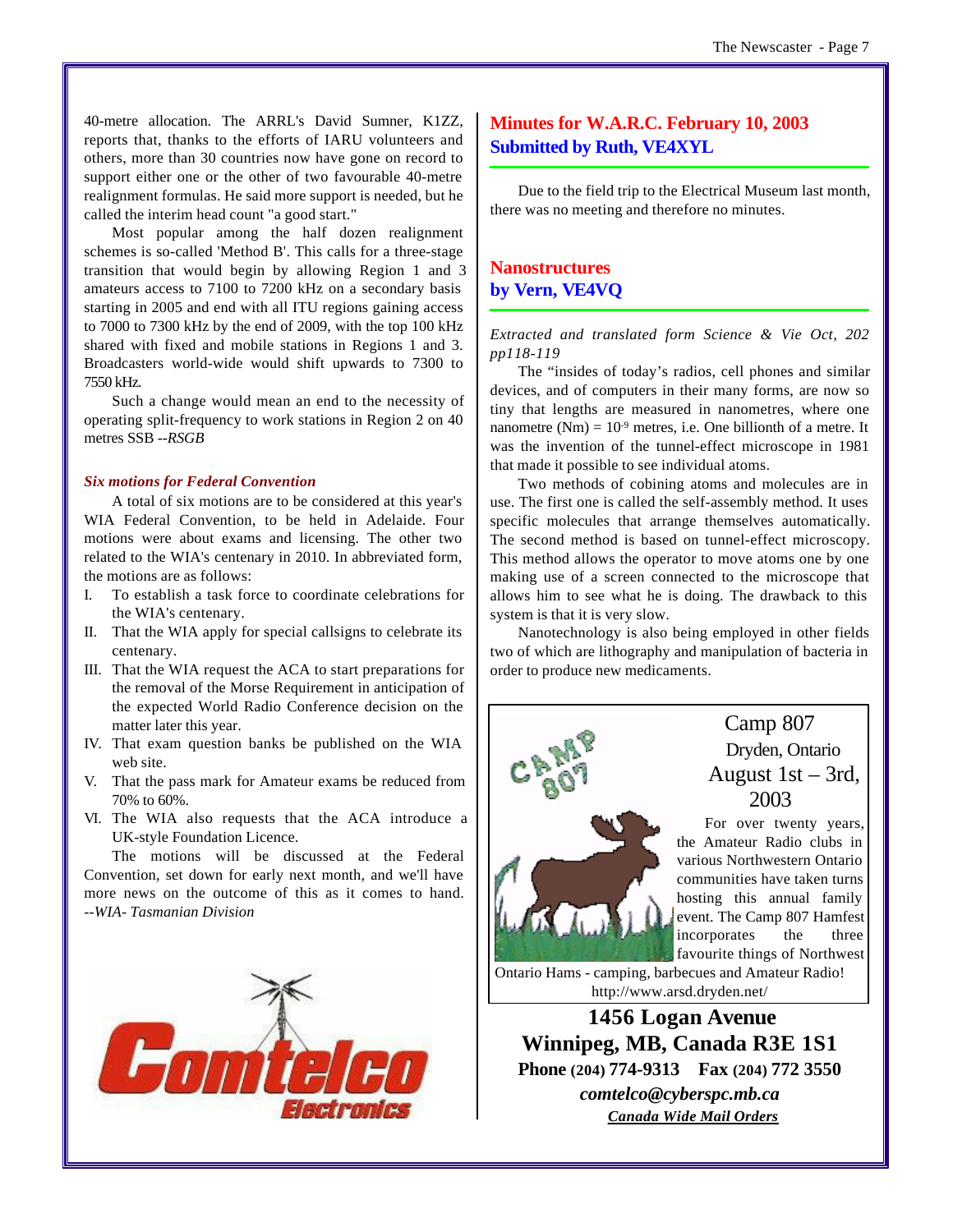40-metre allocation. The ARRL's David Sumner, K1ZZ, reports that, thanks to the efforts of IARU volunteers and others, more than 30 countries now have gone on record to support either one or the other of two favourable 40-metre realignment formulas. He said more support is needed, but he called the interim head count "a good start."

Most popular among the half dozen realignment schemes is so-called 'Method B'. This calls for a three-stage transition that would begin by allowing Region 1 and 3 amateurs access to 7100 to 7200 kHz on a secondary basis starting in 2005 and end with all ITU regions gaining access to 7000 to 7300 kHz by the end of 2009, with the top 100 kHz shared with fixed and mobile stations in Regions 1 and 3. Broadcasters world-wide would shift upwards to 7300 to 7550 kHz.

Such a change would mean an end to the necessity of operating split-frequency to work stations in Region 2 on 40 metres SSB *--RSGB*

### *Six motions for Federal Convention*

A total of six motions are to be considered at this year's WIA Federal Convention, to be held in Adelaide. Four motions were about exams and licensing. The other two related to the WIA's centenary in 2010. In abbreviated form, the motions are as follows:

I. To establish a task force to coordinate celebrations for the WIA's centenary.
II. That the WIA apply for special callsigns to celebrate its centenary.
III. That the WIA request the ACA to start preparations for the removal of the Morse Requirement in anticipation of the expected World Radio Conference decision on the matter later this year.
IV. That exam question banks be published on the WIA web site.
V. That the pass mark for Amateur exams be reduced from 70% to 60%.
VI. The WIA also requests that the ACA introduce a UK-style Foundation Licence.

The motions will be discussed at the Federal Convention, set down for early next month, and we'll have more news on the outcome of this as it comes to hand. *--WIA- Tasmanian Division*

## Minutes for W.A.R.C. February 10, 2003
## Submitted by Ruth, VE4XYL

Due to the field trip to the Electrical Museum last month, there was no meeting and therefore no minutes.

## Nanostructures
## by Vern, VE4VQ

*Extracted and translated form Science & Vie Oct, 202 pp118-119*

The "insides of today's radios, cell phones and similar devices, and of computers in their many forms, are now so tiny that lengths are measured in nanometres, where one nanometre (Nm) = $10^{-9}$ metres, i.e. One billionth of a metre. It was the invention of the tunnel-effect microscope in 1981 that made it possible to see individual atoms.

Two methods of cobining atoms and molecules are in use. The first one is called the self-assembly method. It uses specific molecules that arrange themselves automatically. The second method is based on tunnel-effect microscopy. This method allows the operator to move atoms one by one making use of a screen connected to the microscope that allows him to see what he is doing. The drawback to this system is that it is very slow.

Nanotechnology is also being employed in other fields two of which are lithography and manipulation of bacteria in order to produce new medicaments.

Camp 807
Dryden, Ontario
August 1st – 3rd, 2003

For over twenty years, the Amateur Radio clubs in various Northwestern Ontario communities have taken turns hosting this annual family event. The Camp 807 Hamfest incorporates the three favourite things of Northwest Ontario Hams - camping, barbecues and Amateur Radio!
http://www.arsd.dryden.net/

**Comtelco Electronics**

**1456 Logan Avenue**
**Winnipeg, MB, Canada R3E 1S1**
**Phone (204) 774-9313 Fax (204) 772 3550**
***comtelco@cyberspc.mb.ca***
***Canada Wide Mail Orders***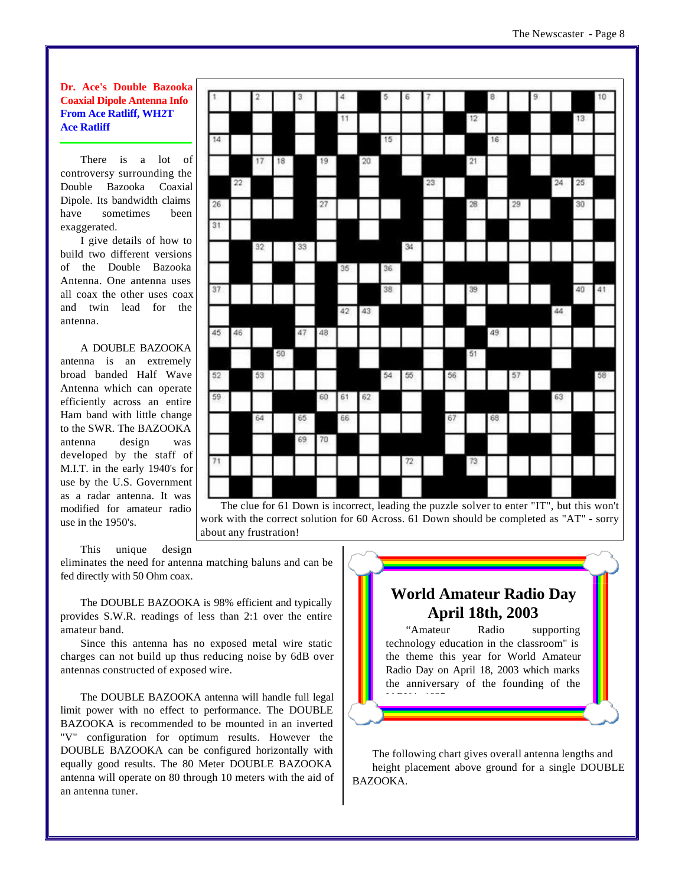**Dr. Ace's Double Bazooka Coaxial Dipole Antenna Info**
**From Ace Ratliff, WH2T**
**Ace Ratliff**

There is a lot of controversy surrounding the Double Bazooka Coaxial Dipole. Its bandwidth claims have sometimes been exaggerated.

I give details of how to build two different versions of the Double Bazooka Antenna. One antenna uses all coax the other uses coax and twin lead for the antenna.

A DOUBLE BAZOOKA antenna is an extremely broad banded Half Wave Antenna which can operate efficiently across an entire Ham band with little change to the SWR. The BAZOOKA antenna design was developed by the staff of M.I.T. in the early 1940's for use by the U.S. Government as a radar antenna. It was modified for amateur radio use in the 1950's.

This unique design eliminates the need for antenna matching baluns and can be fed directly with 50 Ohm coax.

The DOUBLE BAZOOKA is 98% efficient and typically provides S.W.R. readings of less than 2:1 over the entire amateur band.

Since this antenna has no exposed metal wire static charges can not build up thus reducing noise by 6dB over antennas constructed of exposed wire.

The DOUBLE BAZOOKA antenna will handle full legal limit power with no effect to performance. The DOUBLE BAZOOKA is recommended to be mounted in an inverted "V" configuration for optimum results. However the DOUBLE BAZOOKA can be configured horizontally with equally good results. The 80 Meter DOUBLE BAZOOKA antenna will operate on 80 through 10 meters with the aid of an antenna tuner.

The clue for 61 Down is incorrect, leading the puzzle solver to enter "IT", but this won't work with the correct solution for 60 Across. 61 Down should be completed as "AT" - sorry about any frustration!

## World Amateur Radio Day April 18th, 2003

"Amateur Radio supporting technology education in the classroom" is the theme this year for World Amateur Radio Day on April 18, 2003 which marks the anniversary of the founding of the

The following chart gives overall antenna lengths and height placement above ground for a single DOUBLE BAZOOKA.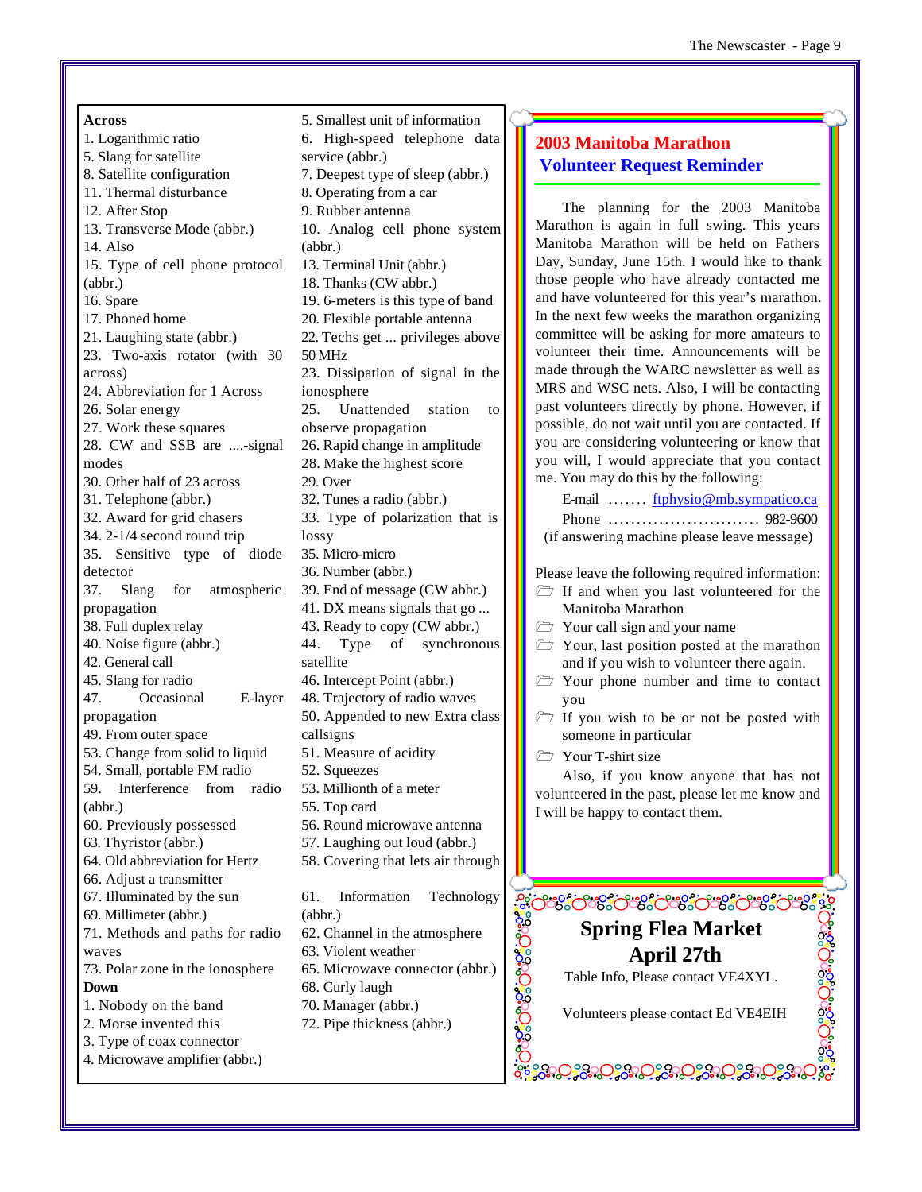**Across**

1. Logarithmic ratio
5. Slang for satellite
8. Satellite configuration
11. Thermal disturbance
12. After Stop
13. Transverse Mode (abbr.)
14. Also
15. Type of cell phone protocol (abbr.)
16. Spare
17. Phoned home
21. Laughing state (abbr.)
23. Two-axis rotator (with 30 across)
24. Abbreviation for 1 Across
26. Solar energy
27. Work these squares
28. CW and SSB are ....-signal modes
30. Other half of 23 across
31. Telephone (abbr.)
32. Award for grid chasers
34. 2-1/4 second round trip
35. Sensitive type of diode detector
37. Slang for atmospheric propagation
38. Full duplex relay
40. Noise figure (abbr.)
42. General call
45. Slang for radio
47. Occasional E-layer propagation
49. From outer space
53. Change from solid to liquid
54. Small, portable FM radio
59. Interference from radio (abbr.)
60. Previously possessed
63. Thyristor (abbr.)
64. Old abbreviation for Hertz
66. Adjust a transmitter
67. Illuminated by the sun
69. Millimeter (abbr.)
71. Methods and paths for radio waves
73. Polar zone in the ionosphere

**Down**

1. Nobody on the band
2. Morse invented this
3. Type of coax connector
4. Microwave amplifier (abbr.)
5. Smallest unit of information
6. High-speed telephone data service (abbr.)
7. Deepest type of sleep (abbr.)
8. Operating from a car
9. Rubber antenna
10. Analog cell phone system (abbr.)
13. Terminal Unit (abbr.)
18. Thanks (CW abbr.)
19. 6-meters is this type of band
20. Flexible portable antenna
22. Techs get ... privileges above 50 MHz
23. Dissipation of signal in the ionosphere
25. Unattended station to observe propagation
26. Rapid change in amplitude
28. Make the highest score
29. Over
32. Tunes a radio (abbr.)
33. Type of polarization that is lossy
35. Micro-micro
36. Number (abbr.)
39. End of message (CW abbr.)
41. DX means signals that go ...
43. Ready to copy (CW abbr.)
44. Type of synchronous satellite
46. Intercept Point (abbr.)
48. Trajectory of radio waves
50. Appended to new Extra class callsigns
51. Measure of acidity
52. Squeezes
53. Millionth of a meter
55. Top card
56. Round microwave antenna
57. Laughing out loud (abbr.)
58. Covering that lets air through
61. Information Technology (abbr.)
62. Channel in the atmosphere
63. Violent weather
65. Microwave connector (abbr.)
68. Curly laugh
70. Manager (abbr.)
72. Pipe thickness (abbr.)

## 2003 Manitoba Marathon Volunteer Request Reminder

The planning for the 2003 Manitoba Marathon is again in full swing. This years Manitoba Marathon will be held on Fathers Day, Sunday, June 15th. I would like to thank those people who have already contacted me and have volunteered for this year's marathon. In the next few weeks the marathon organizing committee will be asking for more amateurs to volunteer their time. Announcements will be made through the WARC newsletter as well as MRS and WSC nets. Also, I will be contacting past volunteers directly by phone. However, if possible, do not wait until you are contacted. If you are considering volunteering or know that you will, I would appreciate that you contact me. You may do this by the following:

E-mail ....... ftphysio@mb.sympatico.ca
Phone ........................... 982-9600
(if answering machine please leave message)

Please leave the following required information:

- If and when you last volunteered for the Manitoba Marathon
- Your call sign and your name
- Your, last position posted at the marathon and if you wish to volunteer there again.
- Your phone number and time to contact you
- If you wish to be or not be posted with someone in particular
- Your T-shirt size

Also, if you know anyone that has not volunteered in the past, please let me know and I will be happy to contact them.

## Spring Flea Market April 27th

Table Info, Please contact VE4XYL.

Volunteers please contact Ed VE4EIH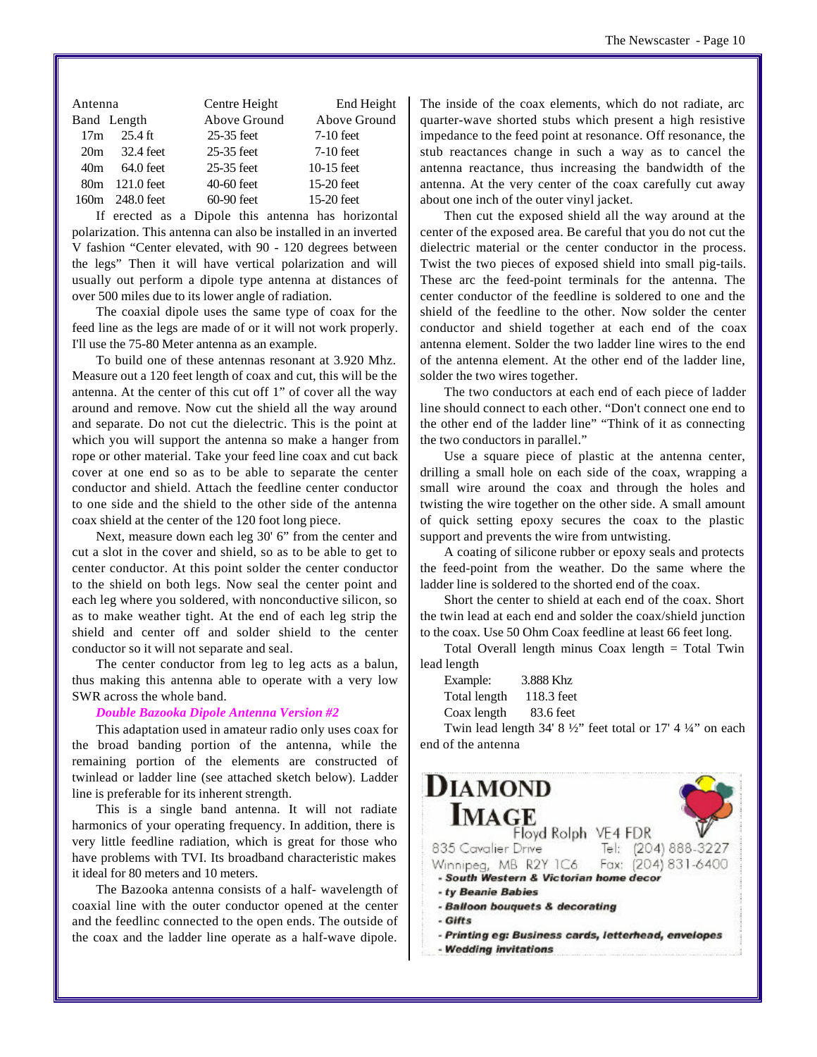| Antenna Band | Length | Centre Height Above Ground | End Height Above Ground |
|---|---|---|---|
| 17m | 25.4 ft | 25-35 feet | 7-10 feet |
| 20m | 32.4 feet | 25-35 feet | 7-10 feet |
| 40m | 64.0 feet | 25-35 feet | 10-15 feet |
| 80m | 121.0 feet | 40-60 feet | 15-20 feet |
| 160m | 248.0 feet | 60-90 feet | 15-20 feet |

If erected as a Dipole this antenna has horizontal polarization. This antenna can also be installed in an inverted V fashion "Center elevated, with 90 - 120 degrees between the legs" Then it will have vertical polarization and will usually out perform a dipole type antenna at distances of over 500 miles due to its lower angle of radiation.

The coaxial dipole uses the same type of coax for the feed line as the legs are made of or it will not work properly. I'll use the 75-80 Meter antenna as an example.

To build one of these antennas resonant at 3.920 Mhz. Measure out a 120 feet length of coax and cut, this will be the antenna. At the center of this cut off 1" of cover all the way around and remove. Now cut the shield all the way around and separate. Do not cut the dielectric. This is the point at which you will support the antenna so make a hanger from rope or other material. Take your feed line coax and cut back cover at one end so as to be able to separate the center conductor and shield. Attach the feedline center conductor to one side and the shield to the other side of the antenna coax shield at the center of the 120 foot long piece.

Next, measure down each leg 30' 6" from the center and cut a slot in the cover and shield, so as to be able to get to center conductor. At this point solder the center conductor to the shield on both legs. Now seal the center point and each leg where you soldered, with nonconductive silicon, so as to make weather tight. At the end of each leg strip the shield and center off and solder shield to the center conductor so it will not separate and seal.

The center conductor from leg to leg acts as a balun, thus making this antenna able to operate with a very low SWR across the whole band.

***Double Bazooka Dipole Antenna Version #2***

This adaptation used in amateur radio only uses coax for the broad banding portion of the antenna, while the remaining portion of the elements are constructed of twinlead or ladder line (see attached sketch below). Ladder line is preferable for its inherent strength.

This is a single band antenna. It will not radiate harmonics of your operating frequency. In addition, there is very little feedline radiation, which is great for those who have problems with TVI. Its broadband characteristic makes it ideal for 80 meters and 10 meters.

The Bazooka antenna consists of a half- wavelength of coaxial line with the outer conductor opened at the center and the feedlinc connected to the open ends. The outside of the coax and the ladder line operate as a half-wave dipole. The inside of the coax elements, which do not radiate, arc quarter-wave shorted stubs which present a high resistive impedance to the feed point at resonance. Off resonance, the stub reactances change in such a way as to cancel the antenna reactance, thus increasing the bandwidth of the antenna. At the very center of the coax carefully cut away about one inch of the outer vinyl jacket.

Then cut the exposed shield all the way around at the center of the exposed area. Be careful that you do not cut the dielectric material or the center conductor in the process. Twist the two pieces of exposed shield into small pig-tails. These arc the feed-point terminals for the antenna. The center conductor of the feedline is soldered to one and the shield of the feedline to the other. Now solder the center conductor and shield together at each end of the coax antenna element. Solder the two ladder line wires to the end of the antenna element. At the other end of the ladder line, solder the two wires together.

The two conductors at each end of each piece of ladder line should connect to each other. "Don't connect one end to the other end of the ladder line" "Think of it as connecting the two conductors in parallel."

Use a square piece of plastic at the antenna center, drilling a small hole on each side of the coax, wrapping a small wire around the coax and through the holes and twisting the wire together on the other side. A small amount of quick setting epoxy secures the coax to the plastic support and prevents the wire from untwisting.

A coating of silicone rubber or epoxy seals and protects the feed-point from the weather. Do the same where the ladder line is soldered to the shorted end of the coax.

Short the center to shield at each end of the coax. Short the twin lead at each end and solder the coax/shield junction to the coax. Use 50 Ohm Coax feedline at least 66 feet long.

Total Overall length minus Coax length = Total Twin lead length

Example: 3.888 Khz
Total length 118.3 feet
Coax length 83.6 feet

Twin lead length 34' 8 ½" feet total or 17' 4 ¼" on each end of the antenna

**DIAMOND IMAGE**
Floyd Rolph VE4 FDR
835 Cavalier Drive Tel: (204) 888-3227
Winnipeg, MB R2Y 1C6 Fax: (204) 831-6400

- ***South Western & Victorian home decor***
- ***ty Beanie Babies***
- ***Balloon bouquets & decorating***
- ***Gifts***
- ***Printing eg: Business cards, letterhead, envelopes***
- ***Wedding invitations***